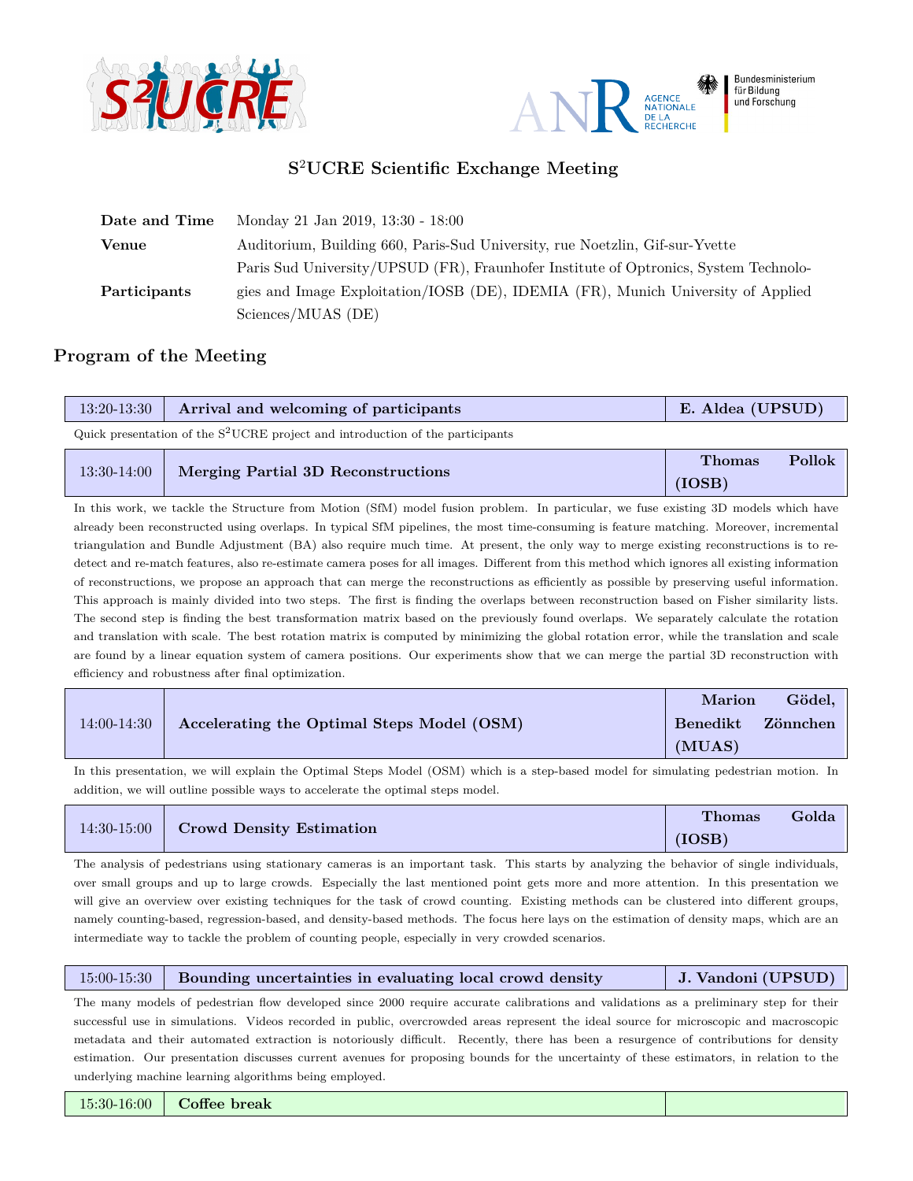# S$^2$UCRE Scientific Exchange Meeting

| | |
|---|---|
| **Date and Time** | Monday 21 Jan 2019, 13:30 - 18:00 |
| **Venue** | Auditorium, Building 660, Paris-Sud University, rue Noetzlin, Gif-sur-Yvette |
| **Participants** | Paris Sud University/UPSUD (FR), Fraunhofer Institute of Optronics, System Technologies and Image Exploitation/IOSB (DE), IDEMIA (FR), Munich University of Applied Sciences/MUAS (DE) |

## Program of the Meeting

| 13:20-13:30 | **Arrival and welcoming of participants** | **E. Aldea (UPSUD)** |
|---|---|---|

Quick presentation of the S$^2$UCRE project and introduction of the participants

| 13:30-14:00 | **Merging Partial 3D Reconstructions** | **Thomas Pollok (IOSB)** |
|---|---|---|

In this work, we tackle the Structure from Motion (SfM) model fusion problem. In particular, we fuse existing 3D models which have already been reconstructed using overlaps. In typical SfM pipelines, the most time-consuming is feature matching. Moreover, incremental triangulation and Bundle Adjustment (BA) also require much time. At present, the only way to merge existing reconstructions is to re-detect and re-match features, also re-estimate camera poses for all images. Different from this method which ignores all existing information of reconstructions, we propose an approach that can merge the reconstructions as efficiently as possible by preserving useful information. This approach is mainly divided into two steps. The first is finding the overlaps between reconstruction based on Fisher similarity lists. The second step is finding the best transformation matrix based on the previously found overlaps. We separately calculate the rotation and translation with scale. The best rotation matrix is computed by minimizing the global rotation error, while the translation and scale are found by a linear equation system of camera positions. Our experiments show that we can merge the partial 3D reconstruction with efficiency and robustness after final optimization.

| 14:00-14:30 | **Accelerating the Optimal Steps Model (OSM)** | **Marion Gödel, Benedikt Zönnchen (MUAS)** |
|---|---|---|

In this presentation, we will explain the Optimal Steps Model (OSM) which is a step-based model for simulating pedestrian motion. In addition, we will outline possible ways to accelerate the optimal steps model.

| 14:30-15:00 | **Crowd Density Estimation** | **Thomas Golda (IOSB)** |
|---|---|---|

The analysis of pedestrians using stationary cameras is an important task. This starts by analyzing the behavior of single individuals, over small groups and up to large crowds. Especially the last mentioned point gets more and more attention. In this presentation we will give an overview over existing techniques for the task of crowd counting. Existing methods can be clustered into different groups, namely counting-based, regression-based, and density-based methods. The focus here lays on the estimation of density maps, which are an intermediate way to tackle the problem of counting people, especially in very crowded scenarios.

| 15:00-15:30 | **Bounding uncertainties in evaluating local crowd density** | **J. Vandoni (UPSUD)** |
|---|---|---|

The many models of pedestrian flow developed since 2000 require accurate calibrations and validations as a preliminary step for their successful use in simulations. Videos recorded in public, overcrowded areas represent the ideal source for microscopic and macroscopic metadata and their automated extraction is notoriously difficult. Recently, there has been a resurgence of contributions for density estimation. Our presentation discusses current avenues for proposing bounds for the uncertainty of these estimators, in relation to the underlying machine learning algorithms being employed.

| 15:30-16:00 | **Coffee break** | |
|---|---|---|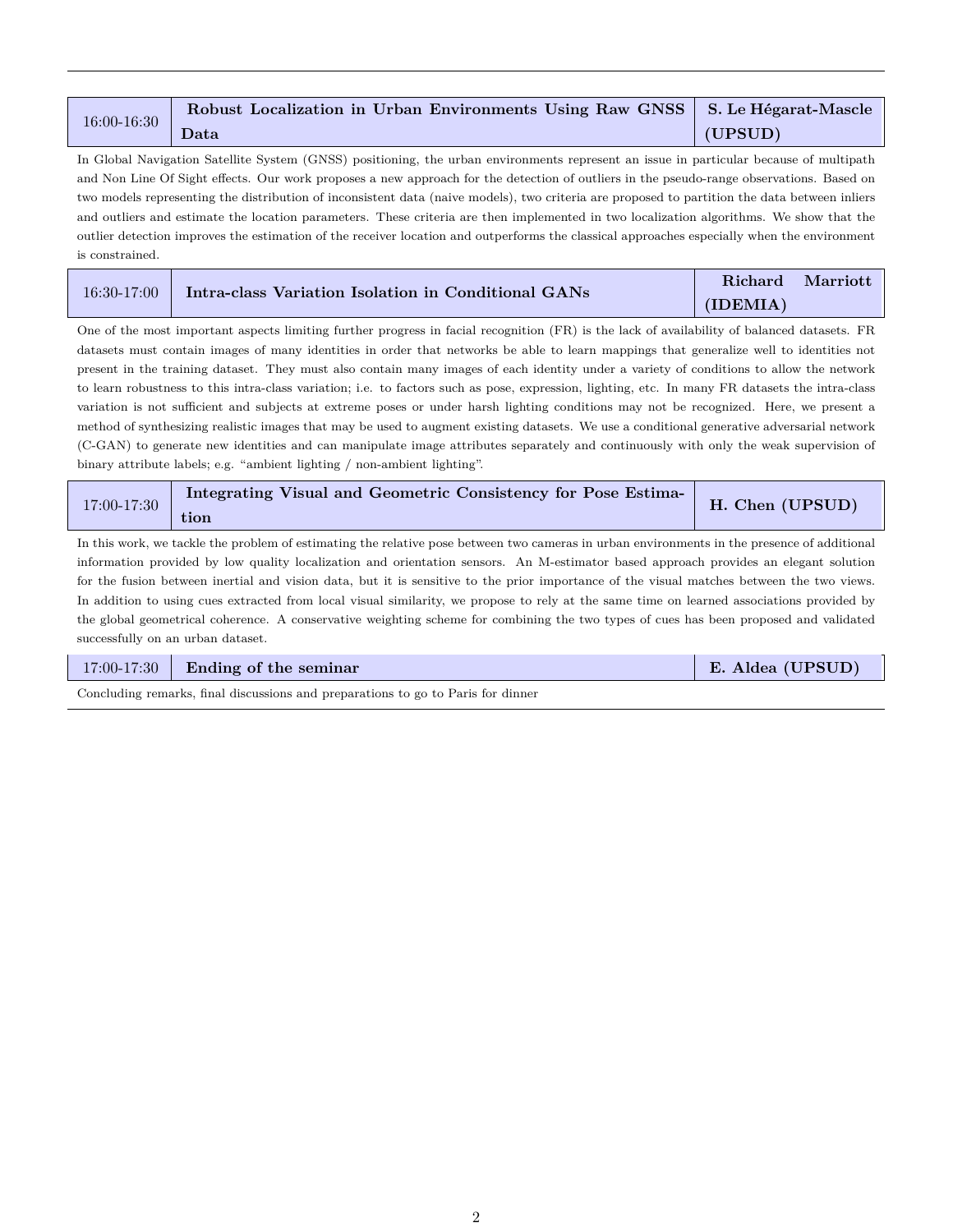| | | |
|---|---|---|
| 16:00-16:30 | **Robust Localization in Urban Environments Using Raw GNSS Data** | **S. Le Hégarat-Mascle (UPSUD)** |

In Global Navigation Satellite System (GNSS) positioning, the urban environments represent an issue in particular because of multipath and Non Line Of Sight effects. Our work proposes a new approach for the detection of outliers in the pseudo-range observations. Based on two models representing the distribution of inconsistent data (naive models), two criteria are proposed to partition the data between inliers and outliers and estimate the location parameters. These criteria are then implemented in two localization algorithms. We show that the outlier detection improves the estimation of the receiver location and outperforms the classical approaches especially when the environment is constrained.

| | | |
|---|---|---|
| 16:30-17:00 | **Intra-class Variation Isolation in Conditional GANs** | **Richard Marriott (IDEMIA)** |

One of the most important aspects limiting further progress in facial recognition (FR) is the lack of availability of balanced datasets. FR datasets must contain images of many identities in order that networks be able to learn mappings that generalize well to identities not present in the training dataset. They must also contain many images of each identity under a variety of conditions to allow the network to learn robustness to this intra-class variation; i.e. to factors such as pose, expression, lighting, etc. In many FR datasets the intra-class variation is not sufficient and subjects at extreme poses or under harsh lighting conditions may not be recognized. Here, we present a method of synthesizing realistic images that may be used to augment existing datasets. We use a conditional generative adversarial network (C-GAN) to generate new identities and can manipulate image attributes separately and continuously with only the weak supervision of binary attribute labels; e.g. "ambient lighting / non-ambient lighting".

| | | |
|---|---|---|
| 17:00-17:30 | **Integrating Visual and Geometric Consistency for Pose Estimation** | **H. Chen (UPSUD)** |

In this work, we tackle the problem of estimating the relative pose between two cameras in urban environments in the presence of additional information provided by low quality localization and orientation sensors. An M-estimator based approach provides an elegant solution for the fusion between inertial and vision data, but it is sensitive to the prior importance of the visual matches between the two views. In addition to using cues extracted from local visual similarity, we propose to rely at the same time on learned associations provided by the global geometrical coherence. A conservative weighting scheme for combining the two types of cues has been proposed and validated successfully on an urban dataset.

| | | |
|---|---|---|
| 17:00-17:30 | **Ending of the seminar** | **E. Aldea (UPSUD)** |

Concluding remarks, final discussions and preparations to go to Paris for dinner